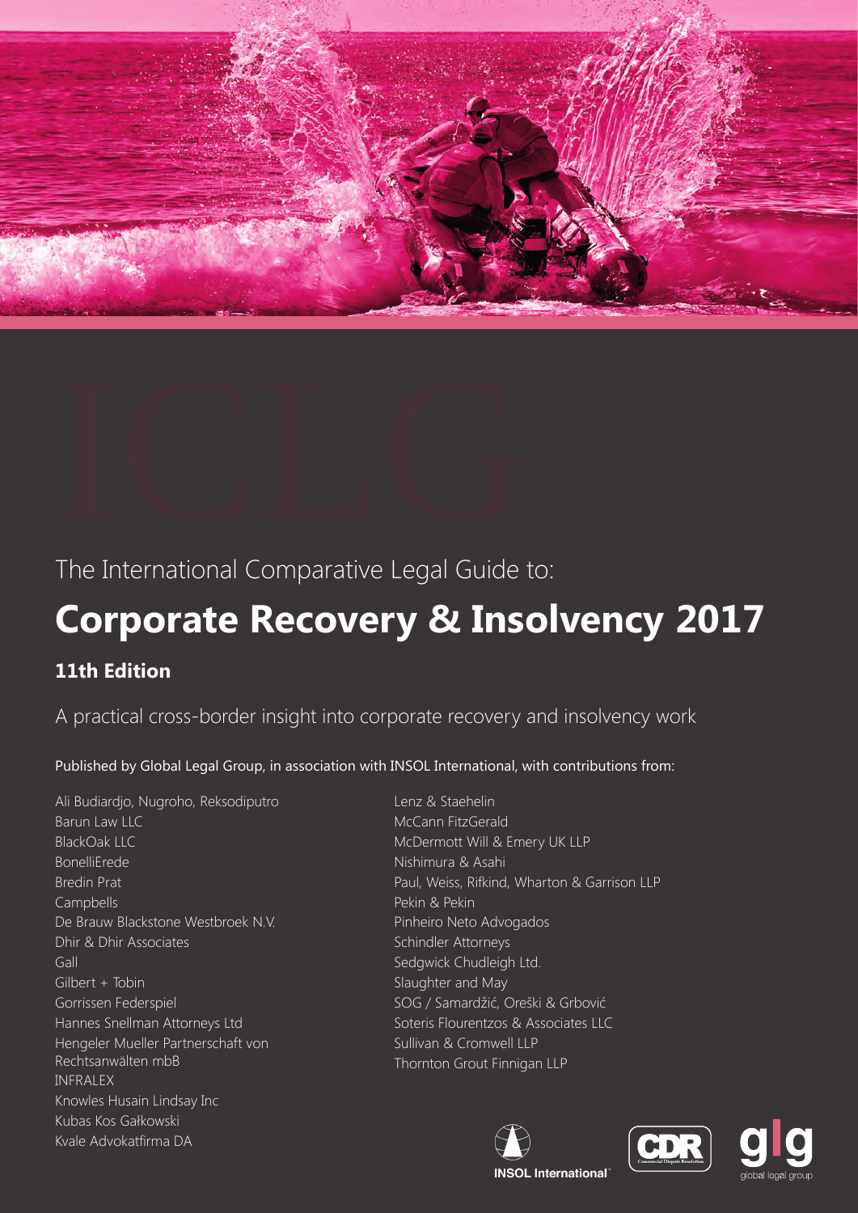The International Comparative Legal Guide to:

# Corporate Recovery & Insolvency 2017

## 11th Edition

A practical cross-border insight into corporate recovery and insolvency work

Published by Global Legal Group, in association with INSOL International, with contributions from:

Ali Budiardjo, Nugroho, Reksodiputro
Barun Law LLC
BlackOak LLC
BonelliErede
Bredin Prat
Campbells
De Brauw Blackstone Westbroek N.V.
Dhir & Dhir Associates
Gall
Gilbert + Tobin
Gorrissen Federspiel
Hannes Snellman Attorneys Ltd
Hengeler Mueller Partnerschaft von Rechtsanwälten mbB
INFRALEX
Knowles Husain Lindsay Inc
Kubas Kos Gałkowski
Kvale Advokatfirma DA
Lenz & Staehelin
McCann FitzGerald
McDermott Will & Emery UK LLP
Nishimura & Asahi
Paul, Weiss, Rifkind, Wharton & Garrison LLP
Pekin & Pekin
Pinheiro Neto Advogados
Schindler Attorneys
Sedgwick Chudleigh Ltd.
Slaughter and May
SOG / Samardžić, Oreški & Grbović
Soteris Flourentzos & Associates LLC
Sullivan & Cromwell LLP
Thornton Grout Finnigan LLP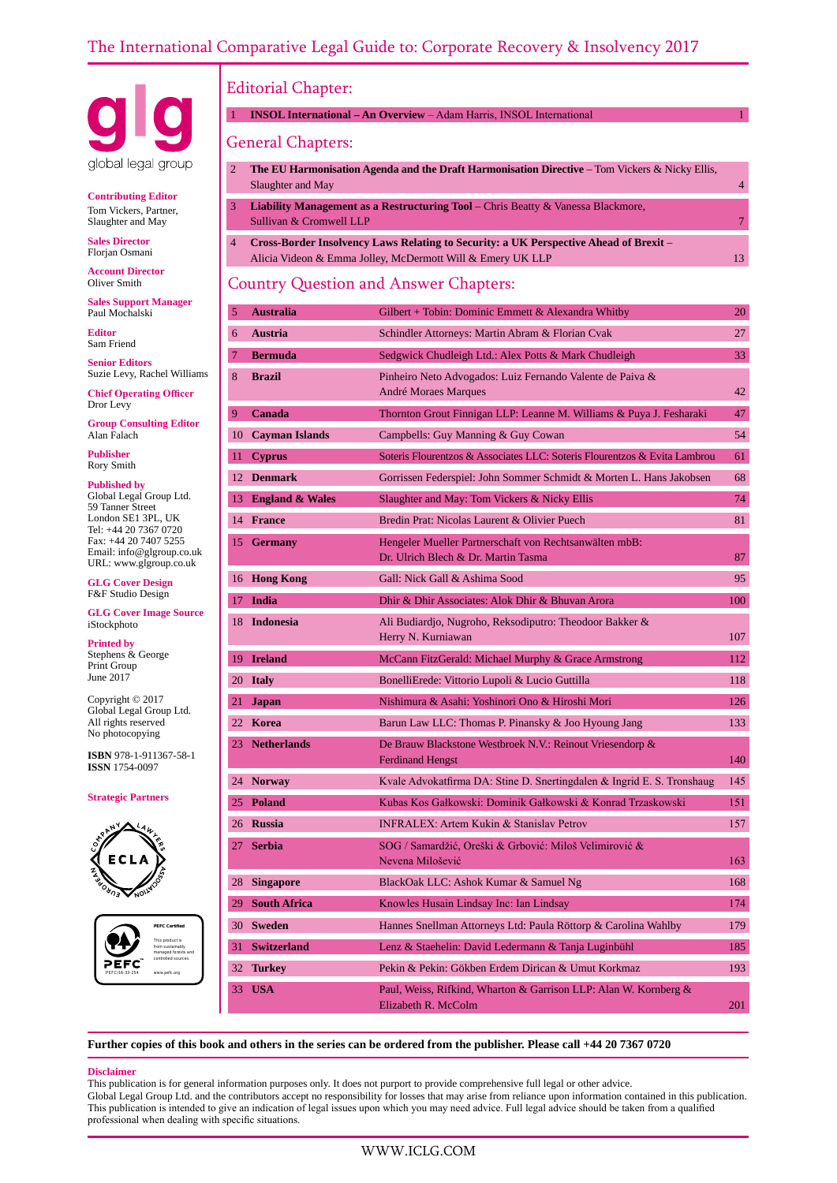# The International Comparative Legal Guide to: Corporate Recovery & Insolvency 2017

**glg**
global legal group

**Contributing Editor**
Tom Vickers, Partner, Slaughter and May

**Sales Director**
Florjan Osmani

**Account Director**
Oliver Smith

**Sales Support Manager**
Paul Mochalski

**Editor**
Sam Friend

**Senior Editors**
Suzie Levy, Rachel Williams

**Chief Operating Officer**
Dror Levy

**Group Consulting Editor**
Alan Falach

**Publisher**
Rory Smith

**Published by**
Global Legal Group Ltd.
59 Tanner Street
London SE1 3PL, UK
Tel: +44 20 7367 0720
Fax: +44 20 7407 5255
Email: info@glgroup.co.uk
URL: www.glgroup.co.uk

**GLG Cover Design**
F&F Studio Design

**GLG Cover Image Source**
iStockphoto

**Printed by**
Stephens & George
Print Group
June 2017

Copyright © 2017
Global Legal Group Ltd.
All rights reserved
No photocopying

**ISBN** 978-1-911367-58-1
**ISSN** 1754-0097

**Strategic Partners**

ECLA – European Company Lawyers Association

PEFC Certified
This product is from sustainably managed forests and controlled sources
PEFC/16-33-254
www.pefc.org

## Editorial Chapter:

| | | |
|---|---|---|
| 1 | **INSOL International – An Overview** – Adam Harris, INSOL International | 1 |

## General Chapters:

| | | |
|---|---|---|
| 2 | **The EU Harmonisation Agenda and the Draft Harmonisation Directive** – Tom Vickers & Nicky Ellis, Slaughter and May | 4 |
| 3 | **Liability Management as a Restructuring Tool** – Chris Beatty & Vanessa Blackmore, Sullivan & Cromwell LLP | 7 |
| 4 | **Cross-Border Insolvency Laws Relating to Security: a UK Perspective Ahead of Brexit** – Alicia Videon & Emma Jolley, McDermott Will & Emery UK LLP | 13 |

## Country Question and Answer Chapters:

| | | | |
|---|---|---|---|
| 5 | **Australia** | Gilbert + Tobin: Dominic Emmett & Alexandra Whitby | 20 |
| 6 | **Austria** | Schindler Attorneys: Martin Abram & Florian Cvak | 27 |
| 7 | **Bermuda** | Sedgwick Chudleigh Ltd.: Alex Potts & Mark Chudleigh | 33 |
| 8 | **Brazil** | Pinheiro Neto Advogados: Luiz Fernando Valente de Paiva & André Moraes Marques | 42 |
| 9 | **Canada** | Thornton Grout Finnigan LLP: Leanne M. Williams & Puya J. Fesharaki | 47 |
| 10 | **Cayman Islands** | Campbells: Guy Manning & Guy Cowan | 54 |
| 11 | **Cyprus** | Soteris Flourentzos & Associates LLC: Soteris Flourentzos & Evita Lambrou | 61 |
| 12 | **Denmark** | Gorrissen Federspiel: John Sommer Schmidt & Morten L. Hans Jakobsen | 68 |
| 13 | **England & Wales** | Slaughter and May: Tom Vickers & Nicky Ellis | 74 |
| 14 | **France** | Bredin Prat: Nicolas Laurent & Olivier Puech | 81 |
| 15 | **Germany** | Hengeler Mueller Partnerschaft von Rechtsanwälten mbB: Dr. Ulrich Blech & Dr. Martin Tasma | 87 |
| 16 | **Hong Kong** | Gall: Nick Gall & Ashima Sood | 95 |
| 17 | **India** | Dhir & Dhir Associates: Alok Dhir & Bhuvan Arora | 100 |
| 18 | **Indonesia** | Ali Budiardjo, Nugroho, Reksodiputro: Theodoor Bakker & Herry N. Kurniawan | 107 |
| 19 | **Ireland** | McCann FitzGerald: Michael Murphy & Grace Armstrong | 112 |
| 20 | **Italy** | BonelliErede: Vittorio Lupoli & Lucio Guttilla | 118 |
| 21 | **Japan** | Nishimura & Asahi: Yoshinori Ono & Hiroshi Mori | 126 |
| 22 | **Korea** | Barun Law LLC: Thomas P. Pinansky & Joo Hyoung Jang | 133 |
| 23 | **Netherlands** | De Brauw Blackstone Westbroek N.V.: Reinout Vriesendorp & Ferdinand Hengst | 140 |
| 24 | **Norway** | Kvale Advokatfirma DA: Stine D. Snertingdalen & Ingrid E. S. Tronshaug | 145 |
| 25 | **Poland** | Kubas Kos Gałkowski: Dominik Gałkowski & Konrad Trzaskowski | 151 |
| 26 | **Russia** | INFRALEX: Artem Kukin & Stanislav Petrov | 157 |
| 27 | **Serbia** | SOG / Samardžić, Oreški & Grbović: Miloš Velimirović & Nevena Milošević | 163 |
| 28 | **Singapore** | BlackOak LLC: Ashok Kumar & Samuel Ng | 168 |
| 29 | **South Africa** | Knowles Husain Lindsay Inc: Ian Lindsay | 174 |
| 30 | **Sweden** | Hannes Snellman Attorneys Ltd: Paula Röttorp & Carolina Wahlby | 179 |
| 31 | **Switzerland** | Lenz & Staehelin: David Ledermann & Tanja Luginbühl | 185 |
| 32 | **Turkey** | Pekin & Pekin: Gökben Erdem Dirican & Umut Korkmaz | 193 |
| 33 | **USA** | Paul, Weiss, Rifkind, Wharton & Garrison LLP: Alan W. Kornberg & Elizabeth R. McColm | 201 |

**Further copies of this book and others in the series can be ordered from the publisher. Please call +44 20 7367 0720**

**Disclaimer**
This publication is for general information purposes only. It does not purport to provide comprehensive full legal or other advice.
Global Legal Group Ltd. and the contributors accept no responsibility for losses that may arise from reliance upon information contained in this publication.
This publication is intended to give an indication of legal issues upon which you may need advice. Full legal advice should be taken from a qualified professional when dealing with specific situations.

WWW.ICLG.COM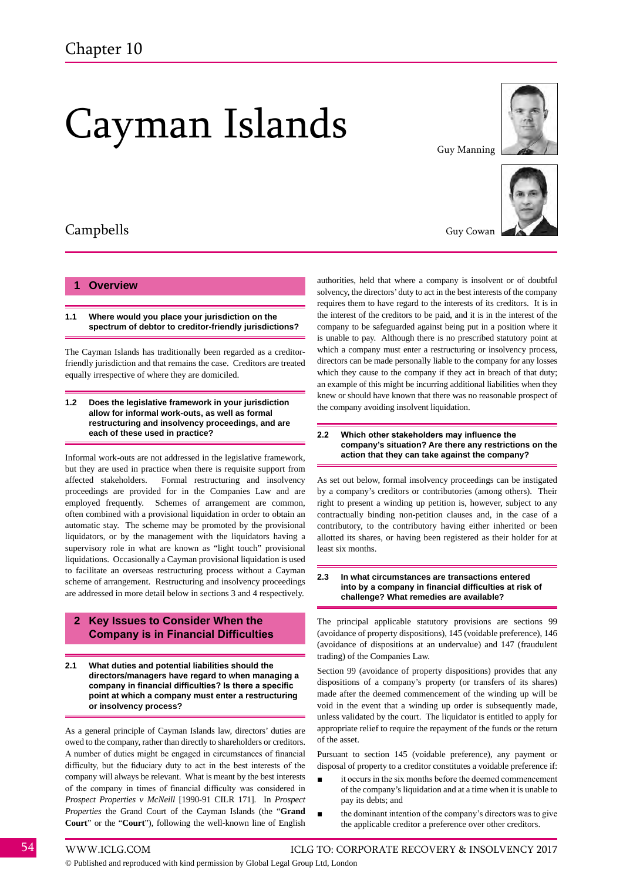Chapter 10

# Cayman Islands

Guy Manning

Guy Cowan

Campbells

## 1 Overview

### 1.1 Where would you place your jurisdiction on the spectrum of debtor to creditor-friendly jurisdictions?

The Cayman Islands has traditionally been regarded as a creditor-friendly jurisdiction and that remains the case. Creditors are treated equally irrespective of where they are domiciled.

### 1.2 Does the legislative framework in your jurisdiction allow for informal work-outs, as well as formal restructuring and insolvency proceedings, and are each of these used in practice?

Informal work-outs are not addressed in the legislative framework, but they are used in practice when there is requisite support from affected stakeholders. Formal restructuring and insolvency proceedings are provided for in the Companies Law and are employed frequently. Schemes of arrangement are common, often combined with a provisional liquidation in order to obtain an automatic stay. The scheme may be promoted by the provisional liquidators, or by the management with the liquidators having a supervisory role in what are known as "light touch" provisional liquidations. Occasionally a Cayman provisional liquidation is used to facilitate an overseas restructuring process without a Cayman scheme of arrangement. Restructuring and insolvency proceedings are addressed in more detail below in sections 3 and 4 respectively.

## 2 Key Issues to Consider When the Company is in Financial Difficulties

### 2.1 What duties and potential liabilities should the directors/managers have regard to when managing a company in financial difficulties? Is there a specific point at which a company must enter a restructuring or insolvency process?

As a general principle of Cayman Islands law, directors' duties are owed to the company, rather than directly to shareholders or creditors. A number of duties might be engaged in circumstances of financial difficulty, but the fiduciary duty to act in the best interests of the company will always be relevant. What is meant by the best interests of the company in times of financial difficulty was considered in *Prospect Properties v McNeill* [1990-91 CILR 171]. In *Prospect Properties* the Grand Court of the Cayman Islands (the "**Grand Court**" or the "**Court**"), following the well-known line of English authorities, held that where a company is insolvent or of doubtful solvency, the directors' duty to act in the best interests of the company requires them to have regard to the interests of its creditors. It is in the interest of the creditors to be paid, and it is in the interest of the company to be safeguarded against being put in a position where it is unable to pay. Although there is no prescribed statutory point at which a company must enter a restructuring or insolvency process, directors can be made personally liable to the company for any losses which they cause to the company if they act in breach of that duty; an example of this might be incurring additional liabilities when they knew or should have known that there was no reasonable prospect of the company avoiding insolvent liquidation.

### 2.2 Which other stakeholders may influence the company's situation? Are there any restrictions on the action that they can take against the company?

As set out below, formal insolvency proceedings can be instigated by a company's creditors or contributories (among others). Their right to present a winding up petition is, however, subject to any contractually binding non-petition clauses and, in the case of a contributory, to the contributory having either inherited or been allotted its shares, or having been registered as their holder for at least six months.

### 2.3 In what circumstances are transactions entered into by a company in financial difficulties at risk of challenge? What remedies are available?

The principal applicable statutory provisions are sections 99 (avoidance of property dispositions), 145 (voidable preference), 146 (avoidance of dispositions at an undervalue) and 147 (fraudulent trading) of the Companies Law.

Section 99 (avoidance of property dispositions) provides that any dispositions of a company's property (or transfers of its shares) made after the deemed commencement of the winding up will be void in the event that a winding up order is subsequently made, unless validated by the court. The liquidator is entitled to apply for appropriate relief to require the repayment of the funds or the return of the asset.

Pursuant to section 145 (voidable preference), any payment or disposal of property to a creditor constitutes a voidable preference if:

- it occurs in the six months before the deemed commencement of the company's liquidation and at a time when it is unable to pay its debts; and
- the dominant intention of the company's directors was to give the applicable creditor a preference over other creditors.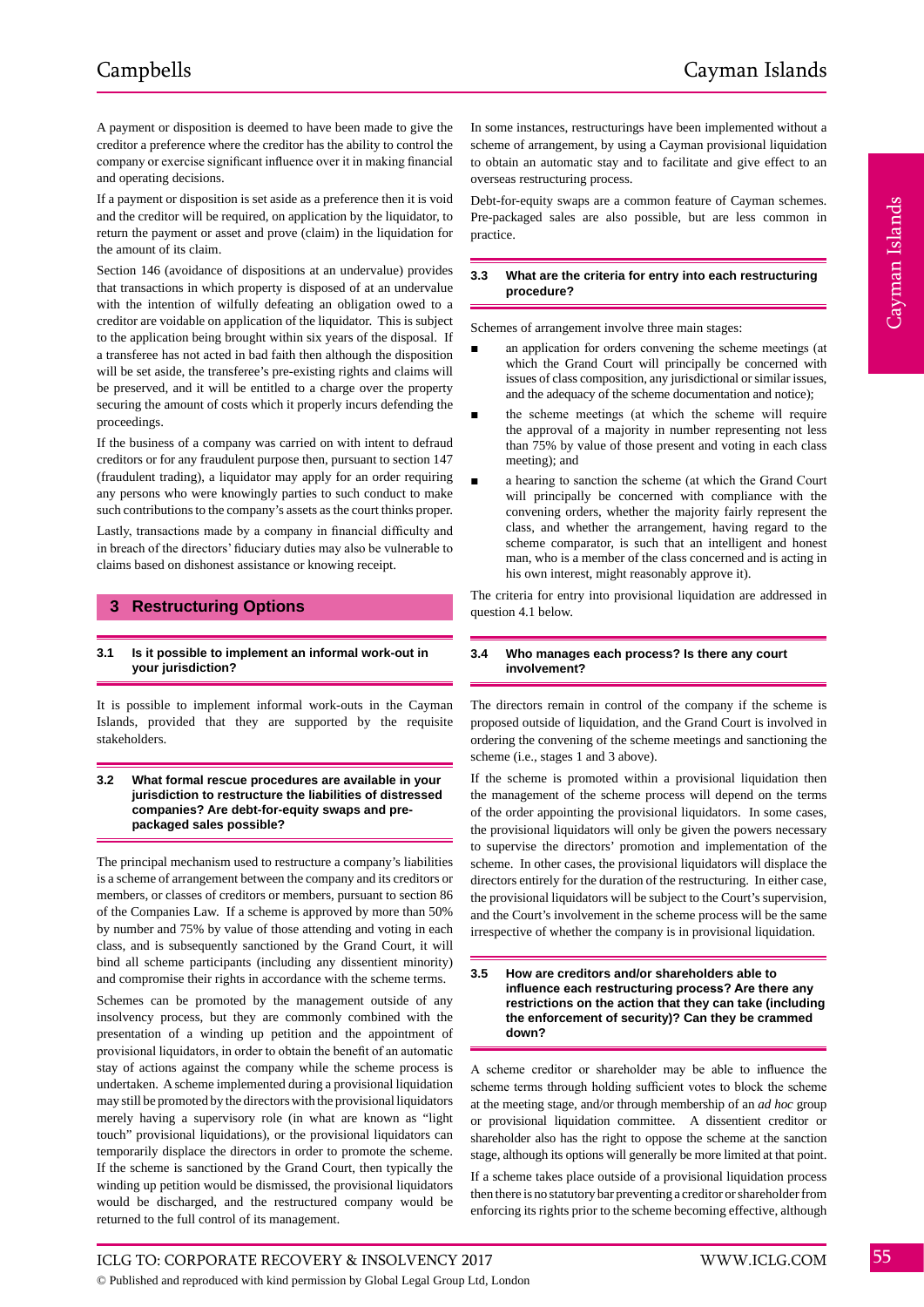A payment or disposition is deemed to have been made to give the creditor a preference where the creditor has the ability to control the company or exercise significant influence over it in making financial and operating decisions.

If a payment or disposition is set aside as a preference then it is void and the creditor will be required, on application by the liquidator, to return the payment or asset and prove (claim) in the liquidation for the amount of its claim.

Section 146 (avoidance of dispositions at an undervalue) provides that transactions in which property is disposed of at an undervalue with the intention of wilfully defeating an obligation owed to a creditor are voidable on application of the liquidator. This is subject to the application being brought within six years of the disposal. If a transferee has not acted in bad faith then although the disposition will be set aside, the transferee's pre-existing rights and claims will be preserved, and it will be entitled to a charge over the property securing the amount of costs which it properly incurs defending the proceedings.

If the business of a company was carried on with intent to defraud creditors or for any fraudulent purpose then, pursuant to section 147 (fraudulent trading), a liquidator may apply for an order requiring any persons who were knowingly parties to such conduct to make such contributions to the company's assets as the court thinks proper.

Lastly, transactions made by a company in financial difficulty and in breach of the directors' fiduciary duties may also be vulnerable to claims based on dishonest assistance or knowing receipt.

## 3 Restructuring Options

### 3.1 Is it possible to implement an informal work-out in your jurisdiction?

It is possible to implement informal work-outs in the Cayman Islands, provided that they are supported by the requisite stakeholders.

### 3.2 What formal rescue procedures are available in your jurisdiction to restructure the liabilities of distressed companies? Are debt-for-equity swaps and pre-packaged sales possible?

The principal mechanism used to restructure a company's liabilities is a scheme of arrangement between the company and its creditors or members, or classes of creditors or members, pursuant to section 86 of the Companies Law. If a scheme is approved by more than 50% by number and 75% by value of those attending and voting in each class, and is subsequently sanctioned by the Grand Court, it will bind all scheme participants (including any dissentient minority) and compromise their rights in accordance with the scheme terms.

Schemes can be promoted by the management outside of any insolvency process, but they are commonly combined with the presentation of a winding up petition and the appointment of provisional liquidators, in order to obtain the benefit of an automatic stay of actions against the company while the scheme process is undertaken. A scheme implemented during a provisional liquidation may still be promoted by the directors with the provisional liquidators merely having a supervisory role (in what are known as "light touch" provisional liquidations), or the provisional liquidators can temporarily displace the directors in order to promote the scheme. If the scheme is sanctioned by the Grand Court, then typically the winding up petition would be dismissed, the provisional liquidators would be discharged, and the restructured company would be returned to the full control of its management.

In some instances, restructurings have been implemented without a scheme of arrangement, by using a Cayman provisional liquidation to obtain an automatic stay and to facilitate and give effect to an overseas restructuring process.

Debt-for-equity swaps are a common feature of Cayman schemes. Pre-packaged sales are also possible, but are less common in practice.

### 3.3 What are the criteria for entry into each restructuring procedure?

Schemes of arrangement involve three main stages:

- an application for orders convening the scheme meetings (at which the Grand Court will principally be concerned with issues of class composition, any jurisdictional or similar issues, and the adequacy of the scheme documentation and notice);
- the scheme meetings (at which the scheme will require the approval of a majority in number representing not less than 75% by value of those present and voting in each class meeting); and
- a hearing to sanction the scheme (at which the Grand Court will principally be concerned with compliance with the convening orders, whether the majority fairly represent the class, and whether the arrangement, having regard to the scheme comparator, is such that an intelligent and honest man, who is a member of the class concerned and is acting in his own interest, might reasonably approve it).

The criteria for entry into provisional liquidation are addressed in question 4.1 below.

### 3.4 Who manages each process? Is there any court involvement?

The directors remain in control of the company if the scheme is proposed outside of liquidation, and the Grand Court is involved in ordering the convening of the scheme meetings and sanctioning the scheme (i.e., stages 1 and 3 above).

If the scheme is promoted within a provisional liquidation then the management of the scheme process will depend on the terms of the order appointing the provisional liquidators. In some cases, the provisional liquidators will only be given the powers necessary to supervise the directors' promotion and implementation of the scheme. In other cases, the provisional liquidators will displace the directors entirely for the duration of the restructuring. In either case, the provisional liquidators will be subject to the Court's supervision, and the Court's involvement in the scheme process will be the same irrespective of whether the company is in provisional liquidation.

### 3.5 How are creditors and/or shareholders able to influence each restructuring process? Are there any restrictions on the action that they can take (including the enforcement of security)? Can they be crammed down?

A scheme creditor or shareholder may be able to influence the scheme terms through holding sufficient votes to block the scheme at the meeting stage, and/or through membership of an *ad hoc* group or provisional liquidation committee. A dissentient creditor or shareholder also has the right to oppose the scheme at the sanction stage, although its options will generally be more limited at that point.

If a scheme takes place outside of a provisional liquidation process then there is no statutory bar preventing a creditor or shareholder from enforcing its rights prior to the scheme becoming effective, although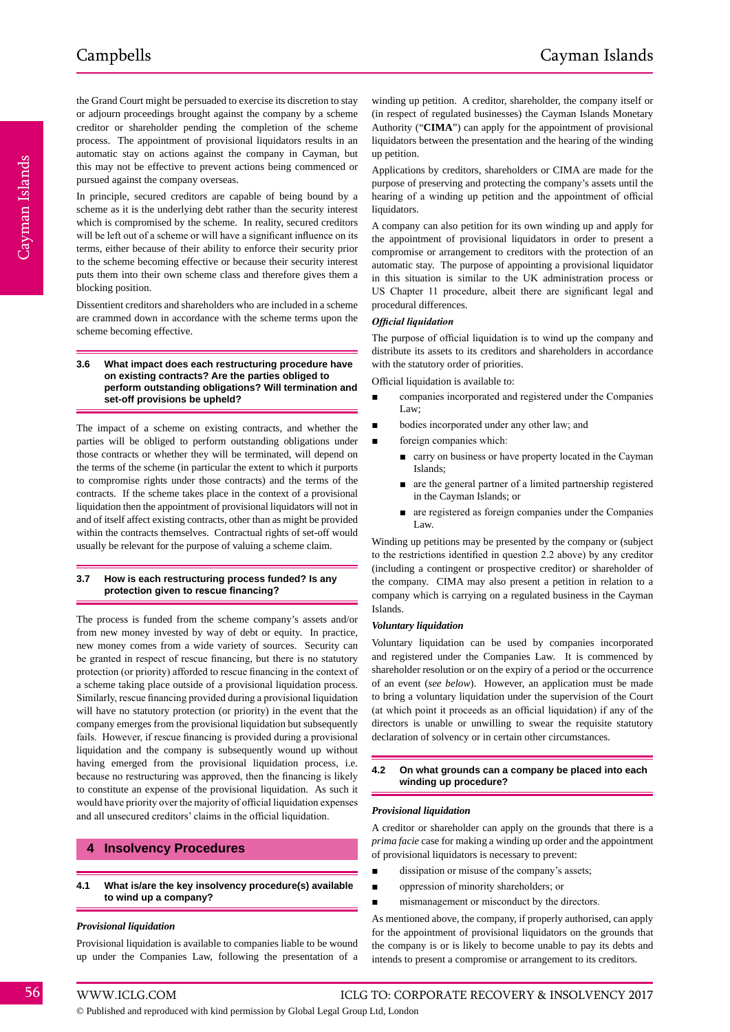the Grand Court might be persuaded to exercise its discretion to stay or adjourn proceedings brought against the company by a scheme creditor or shareholder pending the completion of the scheme process. The appointment of provisional liquidators results in an automatic stay on actions against the company in Cayman, but this may not be effective to prevent actions being commenced or pursued against the company overseas.

In principle, secured creditors are capable of being bound by a scheme as it is the underlying debt rather than the security interest which is compromised by the scheme. In reality, secured creditors will be left out of a scheme or will have a significant influence on its terms, either because of their ability to enforce their security prior to the scheme becoming effective or because their security interest puts them into their own scheme class and therefore gives them a blocking position.

Dissentient creditors and shareholders who are included in a scheme are crammed down in accordance with the scheme terms upon the scheme becoming effective.

### 3.6 What impact does each restructuring procedure have on existing contracts? Are the parties obliged to perform outstanding obligations? Will termination and set-off provisions be upheld?

The impact of a scheme on existing contracts, and whether the parties will be obliged to perform outstanding obligations under those contracts or whether they will be terminated, will depend on the terms of the scheme (in particular the extent to which it purports to compromise rights under those contracts) and the terms of the contracts. If the scheme takes place in the context of a provisional liquidation then the appointment of provisional liquidators will not in and of itself affect existing contracts, other than as might be provided within the contracts themselves. Contractual rights of set-off would usually be relevant for the purpose of valuing a scheme claim.

### 3.7 How is each restructuring process funded? Is any protection given to rescue financing?

The process is funded from the scheme company's assets and/or from new money invested by way of debt or equity. In practice, new money comes from a wide variety of sources. Security can be granted in respect of rescue financing, but there is no statutory protection (or priority) afforded to rescue financing in the context of a scheme taking place outside of a provisional liquidation process. Similarly, rescue financing provided during a provisional liquidation will have no statutory protection (or priority) in the event that the company emerges from the provisional liquidation but subsequently fails. However, if rescue financing is provided during a provisional liquidation and the company is subsequently wound up without having emerged from the provisional liquidation process, i.e. because no restructuring was approved, then the financing is likely to constitute an expense of the provisional liquidation. As such it would have priority over the majority of official liquidation expenses and all unsecured creditors' claims in the official liquidation.

## 4 Insolvency Procedures

### 4.1 What is/are the key insolvency procedure(s) available to wind up a company?

***Provisional liquidation***

Provisional liquidation is available to companies liable to be wound up under the Companies Law, following the presentation of a winding up petition. A creditor, shareholder, the company itself or (in respect of regulated businesses) the Cayman Islands Monetary Authority ("**CIMA**") can apply for the appointment of provisional liquidators between the presentation and the hearing of the winding up petition.

Applications by creditors, shareholders or CIMA are made for the purpose of preserving and protecting the company's assets until the hearing of a winding up petition and the appointment of official liquidators.

A company can also petition for its own winding up and apply for the appointment of provisional liquidators in order to present a compromise or arrangement to creditors with the protection of an automatic stay. The purpose of appointing a provisional liquidator in this situation is similar to the UK administration process or US Chapter 11 procedure, albeit there are significant legal and procedural differences.

***Official liquidation***

The purpose of official liquidation is to wind up the company and distribute its assets to its creditors and shareholders in accordance with the statutory order of priorities.

Official liquidation is available to:

- companies incorporated and registered under the Companies Law;
- bodies incorporated under any other law; and
- foreign companies which:
  - carry on business or have property located in the Cayman Islands;
  - are the general partner of a limited partnership registered in the Cayman Islands; or
  - are registered as foreign companies under the Companies Law.

Winding up petitions may be presented by the company or (subject to the restrictions identified in question 2.2 above) by any creditor (including a contingent or prospective creditor) or shareholder of the company. CIMA may also present a petition in relation to a company which is carrying on a regulated business in the Cayman Islands.

***Voluntary liquidation***

Voluntary liquidation can be used by companies incorporated and registered under the Companies Law. It is commenced by shareholder resolution or on the expiry of a period or the occurrence of an event (*see below*). However, an application must be made to bring a voluntary liquidation under the supervision of the Court (at which point it proceeds as an official liquidation) if any of the directors is unable or unwilling to swear the requisite statutory declaration of solvency or in certain other circumstances.

### 4.2 On what grounds can a company be placed into each winding up procedure?

***Provisional liquidation***

A creditor or shareholder can apply on the grounds that there is a *prima facie* case for making a winding up order and the appointment of provisional liquidators is necessary to prevent:

- dissipation or misuse of the company's assets;
- oppression of minority shareholders; or
- mismanagement or misconduct by the directors.

As mentioned above, the company, if properly authorised, can apply for the appointment of provisional liquidators on the grounds that the company is or is likely to become unable to pay its debts and intends to present a compromise or arrangement to its creditors.

© Published and reproduced with kind permission by Global Legal Group Ltd, London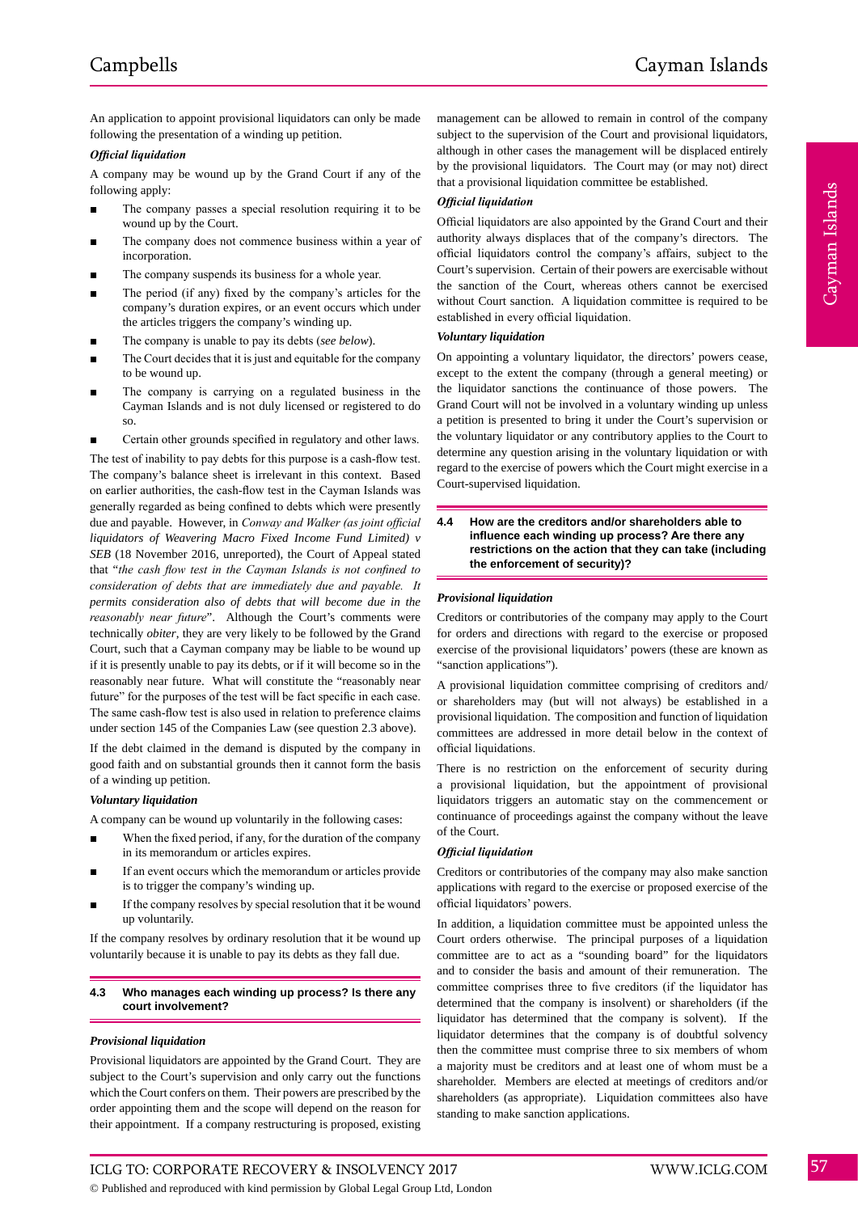An application to appoint provisional liquidators can only be made following the presentation of a winding up petition.

***Official liquidation***

A company may be wound up by the Grand Court if any of the following apply:

- The company passes a special resolution requiring it to be wound up by the Court.
- The company does not commence business within a year of incorporation.
- The company suspends its business for a whole year.
- The period (if any) fixed by the company's articles for the company's duration expires, or an event occurs which under the articles triggers the company's winding up.
- The company is unable to pay its debts (*see below*).
- The Court decides that it is just and equitable for the company to be wound up.
- The company is carrying on a regulated business in the Cayman Islands and is not duly licensed or registered to do so.
- Certain other grounds specified in regulatory and other laws.

The test of inability to pay debts for this purpose is a cash-flow test. The company's balance sheet is irrelevant in this context. Based on earlier authorities, the cash-flow test in the Cayman Islands was generally regarded as being confined to debts which were presently due and payable. However, in *Conway and Walker (as joint official liquidators of Weavering Macro Fixed Income Fund Limited) v SEB* (18 November 2016, unreported), the Court of Appeal stated that "*the cash flow test in the Cayman Islands is not confined to consideration of debts that are immediately due and payable. It permits consideration also of debts that will become due in the reasonably near future*". Although the Court's comments were technically *obiter*, they are very likely to be followed by the Grand Court, such that a Cayman company may be liable to be wound up if it is presently unable to pay its debts, or if it will become so in the reasonably near future. What will constitute the "reasonably near future" for the purposes of the test will be fact specific in each case. The same cash-flow test is also used in relation to preference claims under section 145 of the Companies Law (see question 2.3 above).

If the debt claimed in the demand is disputed by the company in good faith and on substantial grounds then it cannot form the basis of a winding up petition.

***Voluntary liquidation***

A company can be wound up voluntarily in the following cases:

- When the fixed period, if any, for the duration of the company in its memorandum or articles expires.
- If an event occurs which the memorandum or articles provide is to trigger the company's winding up.
- If the company resolves by special resolution that it be wound up voluntarily.

If the company resolves by ordinary resolution that it be wound up voluntarily because it is unable to pay its debts as they fall due.

## 4.3 Who manages each winding up process? Is there any court involvement?

***Provisional liquidation***

Provisional liquidators are appointed by the Grand Court. They are subject to the Court's supervision and only carry out the functions which the Court confers on them. Their powers are prescribed by the order appointing them and the scope will depend on the reason for their appointment. If a company restructuring is proposed, existing management can be allowed to remain in control of the company subject to the supervision of the Court and provisional liquidators, although in other cases the management will be displaced entirely by the provisional liquidators. The Court may (or may not) direct that a provisional liquidation committee be established.

***Official liquidation***

Official liquidators are also appointed by the Grand Court and their authority always displaces that of the company's directors. The official liquidators control the company's affairs, subject to the Court's supervision. Certain of their powers are exercisable without the sanction of the Court, whereas others cannot be exercised without Court sanction. A liquidation committee is required to be established in every official liquidation.

***Voluntary liquidation***

On appointing a voluntary liquidator, the directors' powers cease, except to the extent the company (through a general meeting) or the liquidator sanctions the continuance of those powers. The Grand Court will not be involved in a voluntary winding up unless a petition is presented to bring it under the Court's supervision or the voluntary liquidator or any contributory applies to the Court to determine any question arising in the voluntary liquidation or with regard to the exercise of powers which the Court might exercise in a Court-supervised liquidation.

## 4.4 How are the creditors and/or shareholders able to influence each winding up process? Are there any restrictions on the action that they can take (including the enforcement of security)?

***Provisional liquidation***

Creditors or contributories of the company may apply to the Court for orders and directions with regard to the exercise or proposed exercise of the provisional liquidators' powers (these are known as "sanction applications").

A provisional liquidation committee comprising of creditors and/or shareholders may (but will not always) be established in a provisional liquidation. The composition and function of liquidation committees are addressed in more detail below in the context of official liquidations.

There is no restriction on the enforcement of security during a provisional liquidation, but the appointment of provisional liquidators triggers an automatic stay on the commencement or continuance of proceedings against the company without the leave of the Court.

***Official liquidation***

Creditors or contributories of the company may also make sanction applications with regard to the exercise or proposed exercise of the official liquidators' powers.

In addition, a liquidation committee must be appointed unless the Court orders otherwise. The principal purposes of a liquidation committee are to act as a "sounding board" for the liquidators and to consider the basis and amount of their remuneration. The committee comprises three to five creditors (if the liquidator has determined that the company is insolvent) or shareholders (if the liquidator has determined that the company is solvent). If the liquidator determines that the company is of doubtful solvency then the committee must comprise three to six members of whom a majority must be creditors and at least one of whom must be a shareholder. Members are elected at meetings of creditors and/or shareholders (as appropriate). Liquidation committees also have standing to make sanction applications.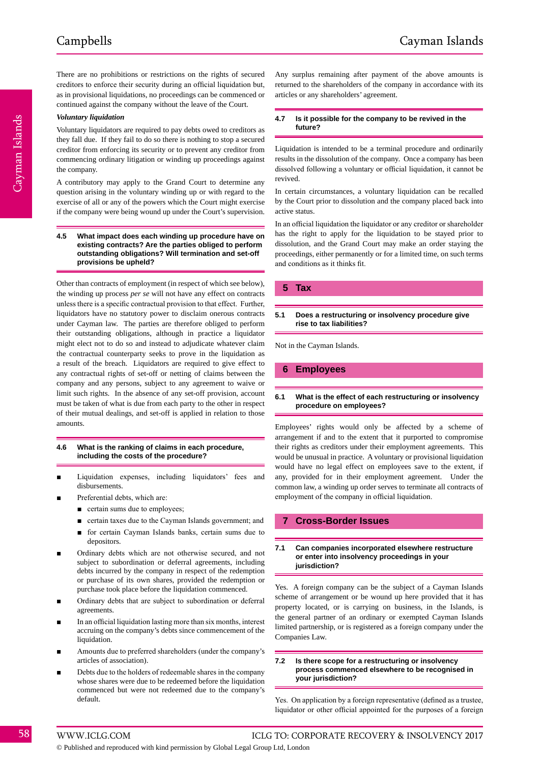There are no prohibitions or restrictions on the rights of secured creditors to enforce their security during an official liquidation but, as in provisional liquidations, no proceedings can be commenced or continued against the company without the leave of the Court.

***Voluntary liquidation***

Voluntary liquidators are required to pay debts owed to creditors as they fall due. If they fail to do so there is nothing to stop a secured creditor from enforcing its security or to prevent any creditor from commencing ordinary litigation or winding up proceedings against the company.

A contributory may apply to the Grand Court to determine any question arising in the voluntary winding up or with regard to the exercise of all or any of the powers which the Court might exercise if the company were being wound up under the Court's supervision.

### 4.5 What impact does each winding up procedure have on existing contracts? Are the parties obliged to perform outstanding obligations? Will termination and set-off provisions be upheld?

Other than contracts of employment (in respect of which see below), the winding up process *per se* will not have any effect on contracts unless there is a specific contractual provision to that effect. Further, liquidators have no statutory power to disclaim onerous contracts under Cayman law. The parties are therefore obliged to perform their outstanding obligations, although in practice a liquidator might elect not to do so and instead to adjudicate whatever claim the contractual counterparty seeks to prove in the liquidation as a result of the breach. Liquidators are required to give effect to any contractual rights of set-off or netting of claims between the company and any persons, subject to any agreement to waive or limit such rights. In the absence of any set-off provision, account must be taken of what is due from each party to the other in respect of their mutual dealings, and set-off is applied in relation to those amounts.

### 4.6 What is the ranking of claims in each procedure, including the costs of the procedure?

- Liquidation expenses, including liquidators' fees and disbursements.
- Preferential debts, which are:
  - certain sums due to employees;
  - certain taxes due to the Cayman Islands government; and
  - for certain Cayman Islands banks, certain sums due to depositors.
- Ordinary debts which are not otherwise secured, and not subject to subordination or deferral agreements, including debts incurred by the company in respect of the redemption or purchase of its own shares, provided the redemption or purchase took place before the liquidation commenced.
- Ordinary debts that are subject to subordination or deferral agreements.
- In an official liquidation lasting more than six months, interest accruing on the company's debts since commencement of the liquidation.
- Amounts due to preferred shareholders (under the company's articles of association).
- Debts due to the holders of redeemable shares in the company whose shares were due to be redeemed before the liquidation commenced but were not redeemed due to the company's default.

Any surplus remaining after payment of the above amounts is returned to the shareholders of the company in accordance with its articles or any shareholders' agreement.

### 4.7 Is it possible for the company to be revived in the future?

Liquidation is intended to be a terminal procedure and ordinarily results in the dissolution of the company. Once a company has been dissolved following a voluntary or official liquidation, it cannot be revived.

In certain circumstances, a voluntary liquidation can be recalled by the Court prior to dissolution and the company placed back into active status.

In an official liquidation the liquidator or any creditor or shareholder has the right to apply for the liquidation to be stayed prior to dissolution, and the Grand Court may make an order staying the proceedings, either permanently or for a limited time, on such terms and conditions as it thinks fit.

## 5 Tax

### 5.1 Does a restructuring or insolvency procedure give rise to tax liabilities?

Not in the Cayman Islands.

## 6 Employees

### 6.1 What is the effect of each restructuring or insolvency procedure on employees?

Employees' rights would only be affected by a scheme of arrangement if and to the extent that it purported to compromise their rights as creditors under their employment agreements. This would be unusual in practice. A voluntary or provisional liquidation would have no legal effect on employees save to the extent, if any, provided for in their employment agreement. Under the common law, a winding up order serves to terminate all contracts of employment of the company in official liquidation.

## 7 Cross-Border Issues

### 7.1 Can companies incorporated elsewhere restructure or enter into insolvency proceedings in your jurisdiction?

Yes. A foreign company can be the subject of a Cayman Islands scheme of arrangement or be wound up here provided that it has property located, or is carrying on business, in the Islands, is the general partner of an ordinary or exempted Cayman Islands limited partnership, or is registered as a foreign company under the Companies Law.

### 7.2 Is there scope for a restructuring or insolvency process commenced elsewhere to be recognised in your jurisdiction?

Yes. On application by a foreign representative (defined as a trustee, liquidator or other official appointed for the purposes of a foreign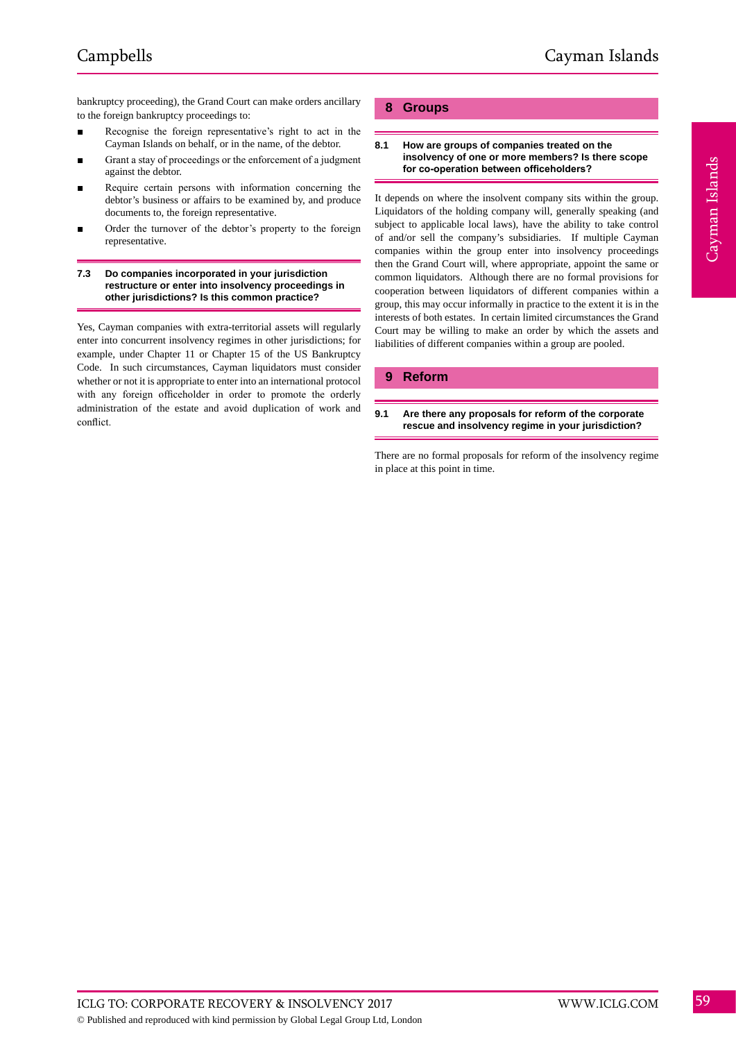bankruptcy proceeding), the Grand Court can make orders ancillary to the foreign bankruptcy proceedings to:

- Recognise the foreign representative's right to act in the Cayman Islands on behalf, or in the name, of the debtor.
- Grant a stay of proceedings or the enforcement of a judgment against the debtor.
- Require certain persons with information concerning the debtor's business or affairs to be examined by, and produce documents to, the foreign representative.
- Order the turnover of the debtor's property to the foreign representative.

### 7.3 Do companies incorporated in your jurisdiction restructure or enter into insolvency proceedings in other jurisdictions? Is this common practice?

Yes, Cayman companies with extra-territorial assets will regularly enter into concurrent insolvency regimes in other jurisdictions; for example, under Chapter 11 or Chapter 15 of the US Bankruptcy Code. In such circumstances, Cayman liquidators must consider whether or not it is appropriate to enter into an international protocol with any foreign officeholder in order to promote the orderly administration of the estate and avoid duplication of work and conflict.

## 8 Groups

### 8.1 How are groups of companies treated on the insolvency of one or more members? Is there scope for co-operation between officeholders?

It depends on where the insolvent company sits within the group. Liquidators of the holding company will, generally speaking (and subject to applicable local laws), have the ability to take control of and/or sell the company's subsidiaries. If multiple Cayman companies within the group enter into insolvency proceedings then the Grand Court will, where appropriate, appoint the same or common liquidators. Although there are no formal provisions for cooperation between liquidators of different companies within a group, this may occur informally in practice to the extent it is in the interests of both estates. In certain limited circumstances the Grand Court may be willing to make an order by which the assets and liabilities of different companies within a group are pooled.

## 9 Reform

### 9.1 Are there any proposals for reform of the corporate rescue and insolvency regime in your jurisdiction?

There are no formal proposals for reform of the insolvency regime in place at this point in time.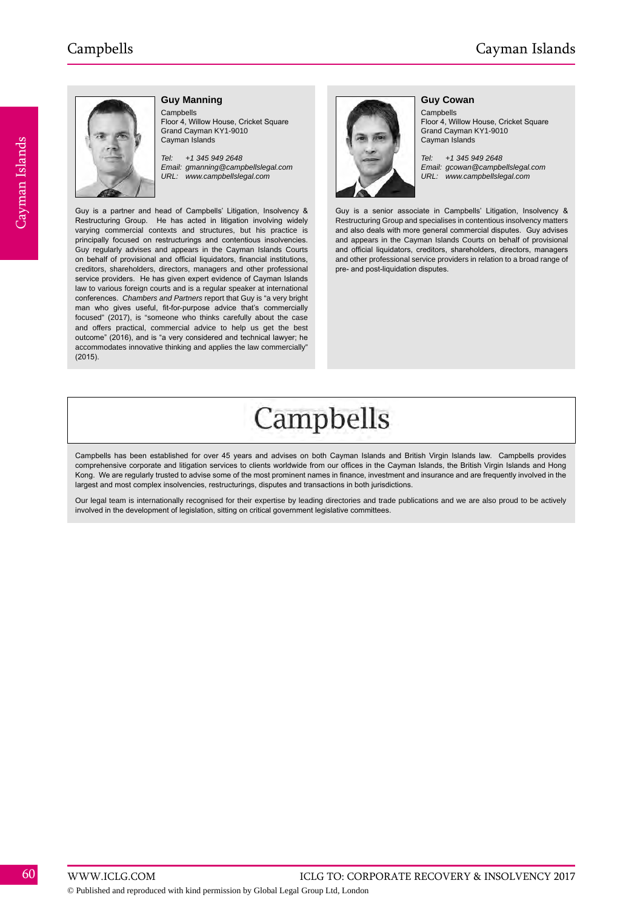### Guy Manning

Campbells
Floor 4, Willow House, Cricket Square
Grand Cayman KY1-9010
Cayman Islands

*Tel: +1 345 949 2648*
*Email: gmanning@campbellslegal.com*
*URL: www.campbellslegal.com*

Guy is a partner and head of Campbells' Litigation, Insolvency & Restructuring Group. He has acted in litigation involving widely varying commercial contexts and structures, but his practice is principally focused on restructurings and contentious insolvencies. Guy regularly advises and appears in the Cayman Islands Courts on behalf of provisional and official liquidators, financial institutions, creditors, shareholders, directors, managers and other professional service providers. He has given expert evidence of Cayman Islands law to various foreign courts and is a regular speaker at international conferences. *Chambers and Partners* report that Guy is "a very bright man who gives useful, fit-for-purpose advice that's commercially focused" (2017), is "someone who thinks carefully about the case and offers practical, commercial advice to help us get the best outcome" (2016), and is "a very considered and technical lawyer; he accommodates innovative thinking and applies the law commercially" (2015).

### Guy Cowan

Campbells
Floor 4, Willow House, Cricket Square
Grand Cayman KY1-9010
Cayman Islands

*Tel: +1 345 949 2648*
*Email: gcowan@campbellslegal.com*
*URL: www.campbellslegal.com*

Guy is a senior associate in Campbells' Litigation, Insolvency & Restructuring Group and specialises in contentious insolvency matters and also deals with more general commercial disputes. Guy advises and appears in the Cayman Islands Courts on behalf of provisional and official liquidators, creditors, shareholders, directors, managers and other professional service providers in relation to a broad range of pre- and post-liquidation disputes.

## Campbells

Campbells has been established for over 45 years and advises on both Cayman Islands and British Virgin Islands law. Campbells provides comprehensive corporate and litigation services to clients worldwide from our offices in the Cayman Islands, the British Virgin Islands and Hong Kong. We are regularly trusted to advise some of the most prominent names in finance, investment and insurance and are frequently involved in the largest and most complex insolvencies, restructurings, disputes and transactions in both jurisdictions.

Our legal team is internationally recognised for their expertise by leading directories and trade publications and we are also proud to be actively involved in the development of legislation, sitting on critical government legislative committees.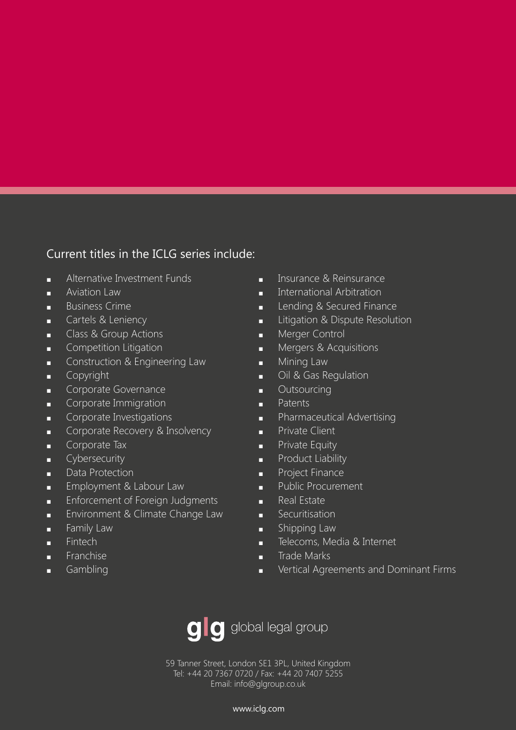Current titles in the ICLG series include:

- Alternative Investment Funds
- Aviation Law
- Business Crime
- Cartels & Leniency
- Class & Group Actions
- Competition Litigation
- Construction & Engineering Law
- Copyright
- Corporate Governance
- Corporate Immigration
- Corporate Investigations
- Corporate Recovery & Insolvency
- Corporate Tax
- Cybersecurity
- Data Protection
- Employment & Labour Law
- Enforcement of Foreign Judgments
- Environment & Climate Change Law
- Family Law
- Fintech
- Franchise
- Gambling
- Insurance & Reinsurance
- International Arbitration
- Lending & Secured Finance
- Litigation & Dispute Resolution
- Merger Control
- Mergers & Acquisitions
- Mining Law
- Oil & Gas Regulation
- Outsourcing
- Patents
- Pharmaceutical Advertising
- Private Client
- Private Equity
- Product Liability
- Project Finance
- Public Procurement
- Real Estate
- Securitisation
- Shipping Law
- Telecoms, Media & Internet
- Trade Marks
- Vertical Agreements and Dominant Firms

glg global legal group

59 Tanner Street, London SE1 3PL, United Kingdom
Tel: +44 20 7367 0720 / Fax: +44 20 7407 5255
Email: info@glgroup.co.uk

www.iclg.com